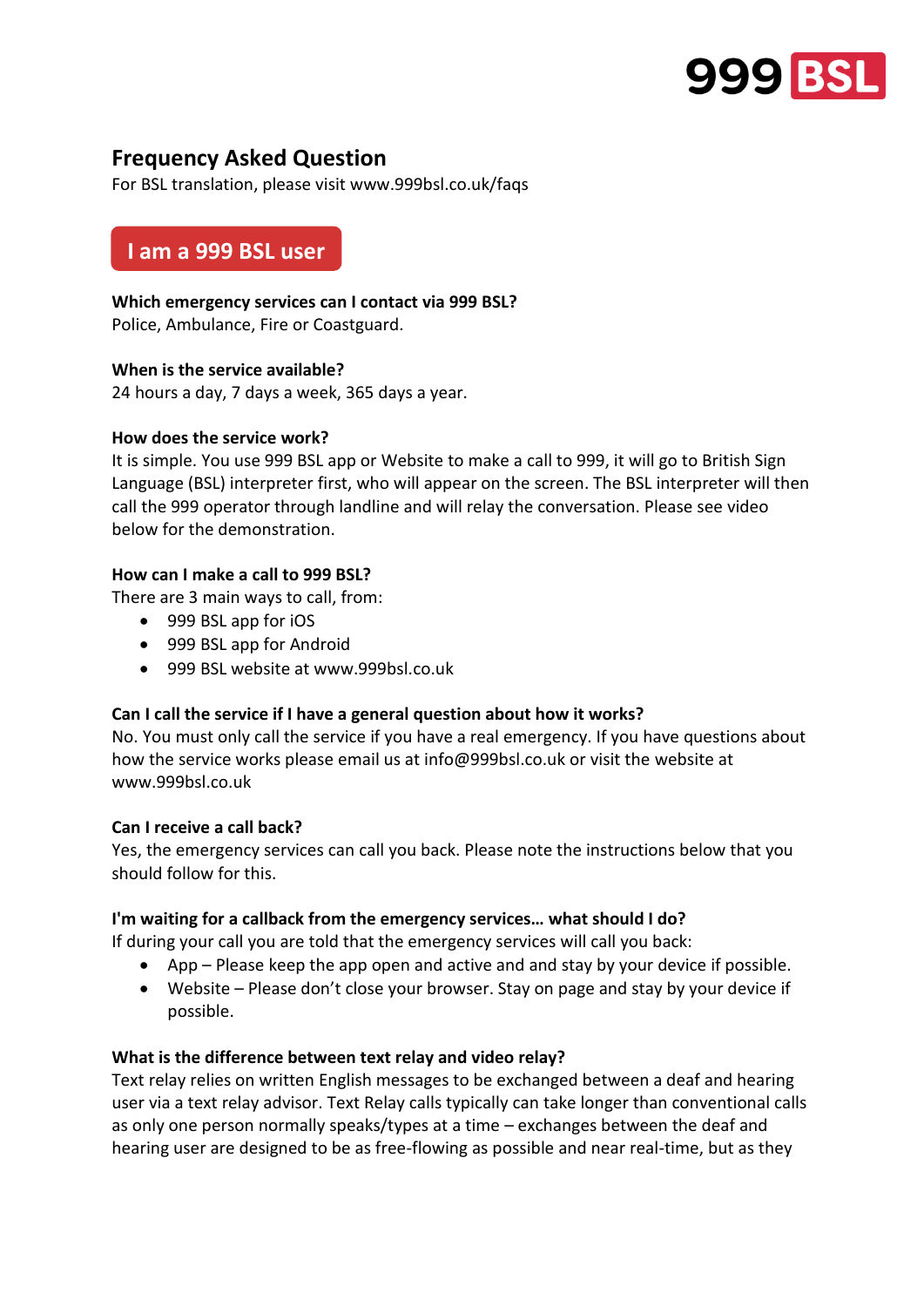999 BSL

# Frequency Asked Question

For BSL translation, please visit www.999bsl.co.uk/faqs

## I am a 999 BSL user

**Which emergency services can I contact via 999 BSL?**
Police, Ambulance, Fire or Coastguard.

**When is the service available?**
24 hours a day, 7 days a week, 365 days a year.

**How does the service work?**
It is simple. You use 999 BSL app or Website to make a call to 999, it will go to British Sign Language (BSL) interpreter first, who will appear on the screen. The BSL interpreter will then call the 999 operator through landline and will relay the conversation. Please see video below for the demonstration.

**How can I make a call to 999 BSL?**
There are 3 main ways to call, from:

- 999 BSL app for iOS
- 999 BSL app for Android
- 999 BSL website at www.999bsl.co.uk

**Can I call the service if I have a general question about how it works?**
No. You must only call the service if you have a real emergency. If you have questions about how the service works please email us at info@999bsl.co.uk or visit the website at www.999bsl.co.uk

**Can I receive a call back?**
Yes, the emergency services can call you back. Please note the instructions below that you should follow for this.

**I'm waiting for a callback from the emergency services… what should I do?**
If during your call you are told that the emergency services will call you back:

- App – Please keep the app open and active and and stay by your device if possible.
- Website – Please don't close your browser. Stay on page and stay by your device if possible.

**What is the difference between text relay and video relay?**
Text relay relies on written English messages to be exchanged between a deaf and hearing user via a text relay advisor. Text Relay calls typically can take longer than conventional calls as only one person normally speaks/types at a time – exchanges between the deaf and hearing user are designed to be as free-flowing as possible and near real-time, but as they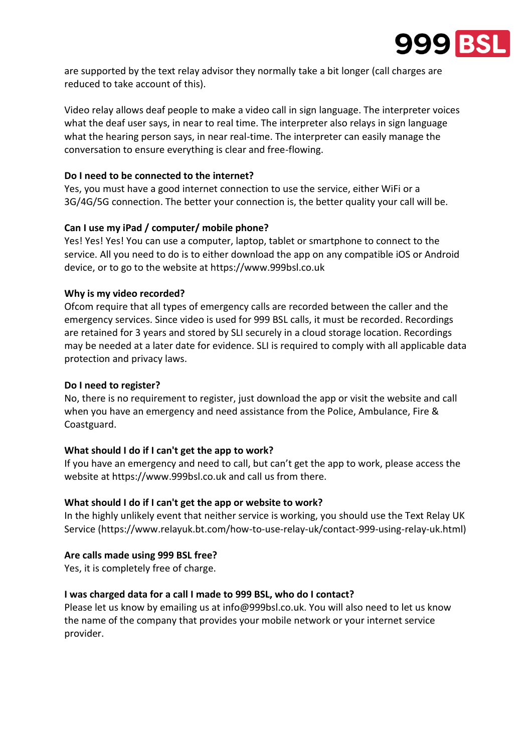are supported by the text relay advisor they normally take a bit longer (call charges are reduced to take account of this).

Video relay allows deaf people to make a video call in sign language. The interpreter voices what the deaf user says, in near to real time. The interpreter also relays in sign language what the hearing person says, in near real-time. The interpreter can easily manage the conversation to ensure everything is clear and free-flowing.

**Do I need to be connected to the internet?**
Yes, you must have a good internet connection to use the service, either WiFi or a 3G/4G/5G connection. The better your connection is, the better quality your call will be.

**Can I use my iPad / computer/ mobile phone?**
Yes! Yes! Yes! You can use a computer, laptop, tablet or smartphone to connect to the service. All you need to do is to either download the app on any compatible iOS or Android device, or to go to the website at https://www.999bsl.co.uk

**Why is my video recorded?**
Ofcom require that all types of emergency calls are recorded between the caller and the emergency services. Since video is used for 999 BSL calls, it must be recorded. Recordings are retained for 3 years and stored by SLI securely in a cloud storage location. Recordings may be needed at a later date for evidence. SLI is required to comply with all applicable data protection and privacy laws.

**Do I need to register?**
No, there is no requirement to register, just download the app or visit the website and call when you have an emergency and need assistance from the Police, Ambulance, Fire & Coastguard.

**What should I do if I can't get the app to work?**
If you have an emergency and need to call, but can't get the app to work, please access the website at https://www.999bsl.co.uk and call us from there.

**What should I do if I can't get the app or website to work?**
In the highly unlikely event that neither service is working, you should use the Text Relay UK Service (https://www.relayuk.bt.com/how-to-use-relay-uk/contact-999-using-relay-uk.html)

**Are calls made using 999 BSL free?**
Yes, it is completely free of charge.

**I was charged data for a call I made to 999 BSL, who do I contact?**
Please let us know by emailing us at info@999bsl.co.uk. You will also need to let us know the name of the company that provides your mobile network or your internet service provider.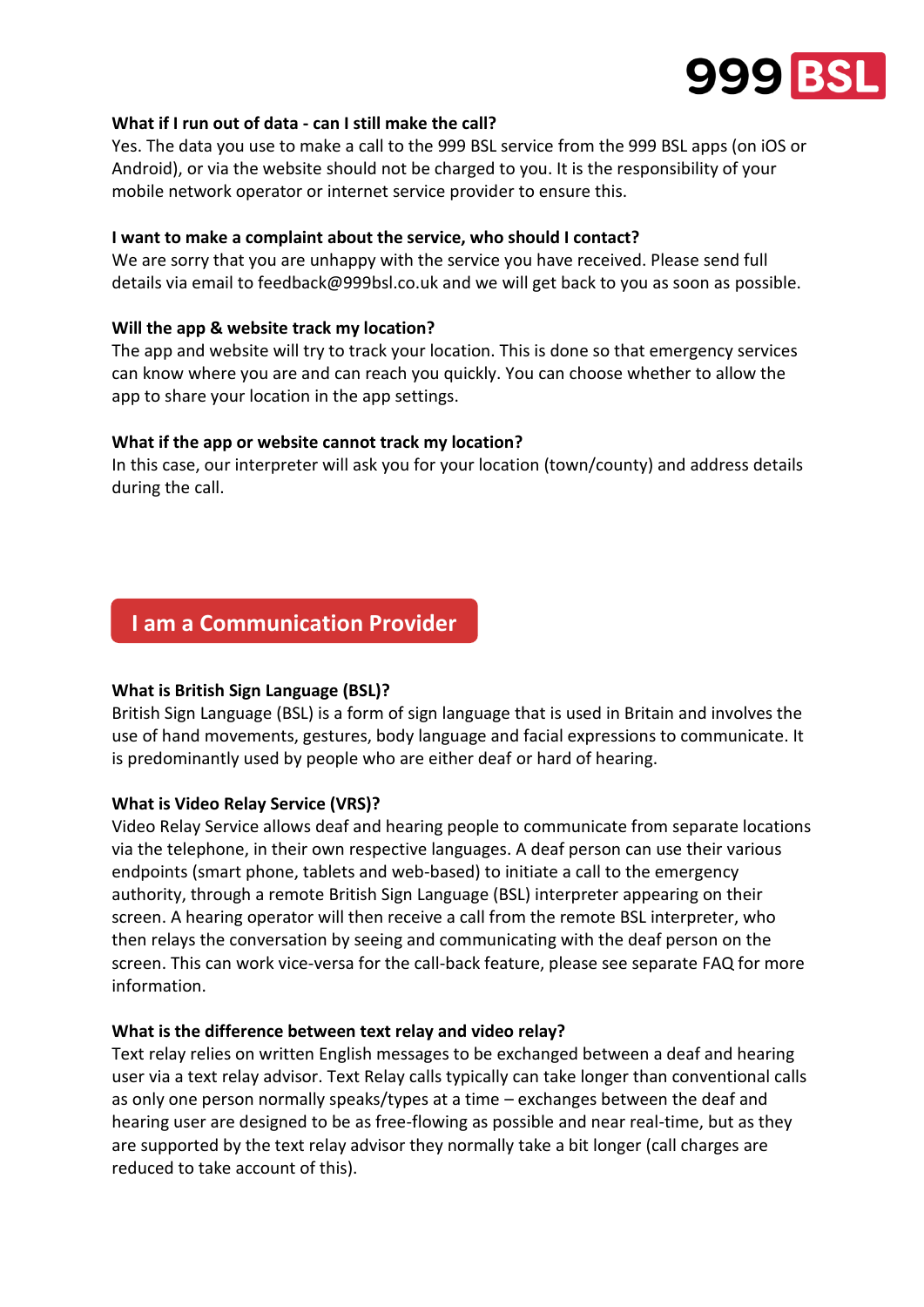**What if I run out of data - can I still make the call?**
Yes. The data you use to make a call to the 999 BSL service from the 999 BSL apps (on iOS or Android), or via the website should not be charged to you. It is the responsibility of your mobile network operator or internet service provider to ensure this.

**I want to make a complaint about the service, who should I contact?**
We are sorry that you are unhappy with the service you have received. Please send full details via email to feedback@999bsl.co.uk and we will get back to you as soon as possible.

**Will the app & website track my location?**
The app and website will try to track your location. This is done so that emergency services can know where you are and can reach you quickly. You can choose whether to allow the app to share your location in the app settings.

**What if the app or website cannot track my location?**
In this case, our interpreter will ask you for your location (town/county) and address details during the call.

## I am a Communication Provider

**What is British Sign Language (BSL)?**
British Sign Language (BSL) is a form of sign language that is used in Britain and involves the use of hand movements, gestures, body language and facial expressions to communicate. It is predominantly used by people who are either deaf or hard of hearing.

**What is Video Relay Service (VRS)?**
Video Relay Service allows deaf and hearing people to communicate from separate locations via the telephone, in their own respective languages. A deaf person can use their various endpoints (smart phone, tablets and web-based) to initiate a call to the emergency authority, through a remote British Sign Language (BSL) interpreter appearing on their screen. A hearing operator will then receive a call from the remote BSL interpreter, who then relays the conversation by seeing and communicating with the deaf person on the screen. This can work vice-versa for the call-back feature, please see separate FAQ for more information.

**What is the difference between text relay and video relay?**
Text relay relies on written English messages to be exchanged between a deaf and hearing user via a text relay advisor. Text Relay calls typically can take longer than conventional calls as only one person normally speaks/types at a time – exchanges between the deaf and hearing user are designed to be as free-flowing as possible and near real-time, but as they are supported by the text relay advisor they normally take a bit longer (call charges are reduced to take account of this).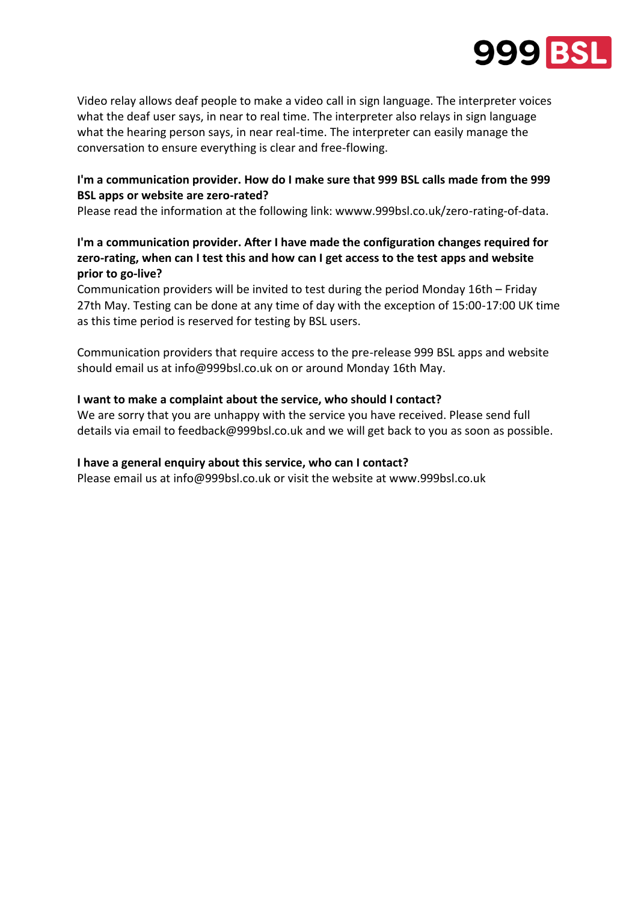Video relay allows deaf people to make a video call in sign language. The interpreter voices what the deaf user says, in near to real time. The interpreter also relays in sign language what the hearing person says, in near real-time. The interpreter can easily manage the conversation to ensure everything is clear and free-flowing.

**I'm a communication provider. How do I make sure that 999 BSL calls made from the 999 BSL apps or website are zero-rated?**

Please read the information at the following link: wwww.999bsl.co.uk/zero-rating-of-data.

**I'm a communication provider. After I have made the configuration changes required for zero-rating, when can I test this and how can I get access to the test apps and website prior to go-live?**

Communication providers will be invited to test during the period Monday 16th – Friday 27th May. Testing can be done at any time of day with the exception of 15:00-17:00 UK time as this time period is reserved for testing by BSL users.

Communication providers that require access to the pre-release 999 BSL apps and website should email us at info@999bsl.co.uk on or around Monday 16th May.

**I want to make a complaint about the service, who should I contact?**

We are sorry that you are unhappy with the service you have received. Please send full details via email to feedback@999bsl.co.uk and we will get back to you as soon as possible.

**I have a general enquiry about this service, who can I contact?**

Please email us at info@999bsl.co.uk or visit the website at www.999bsl.co.uk